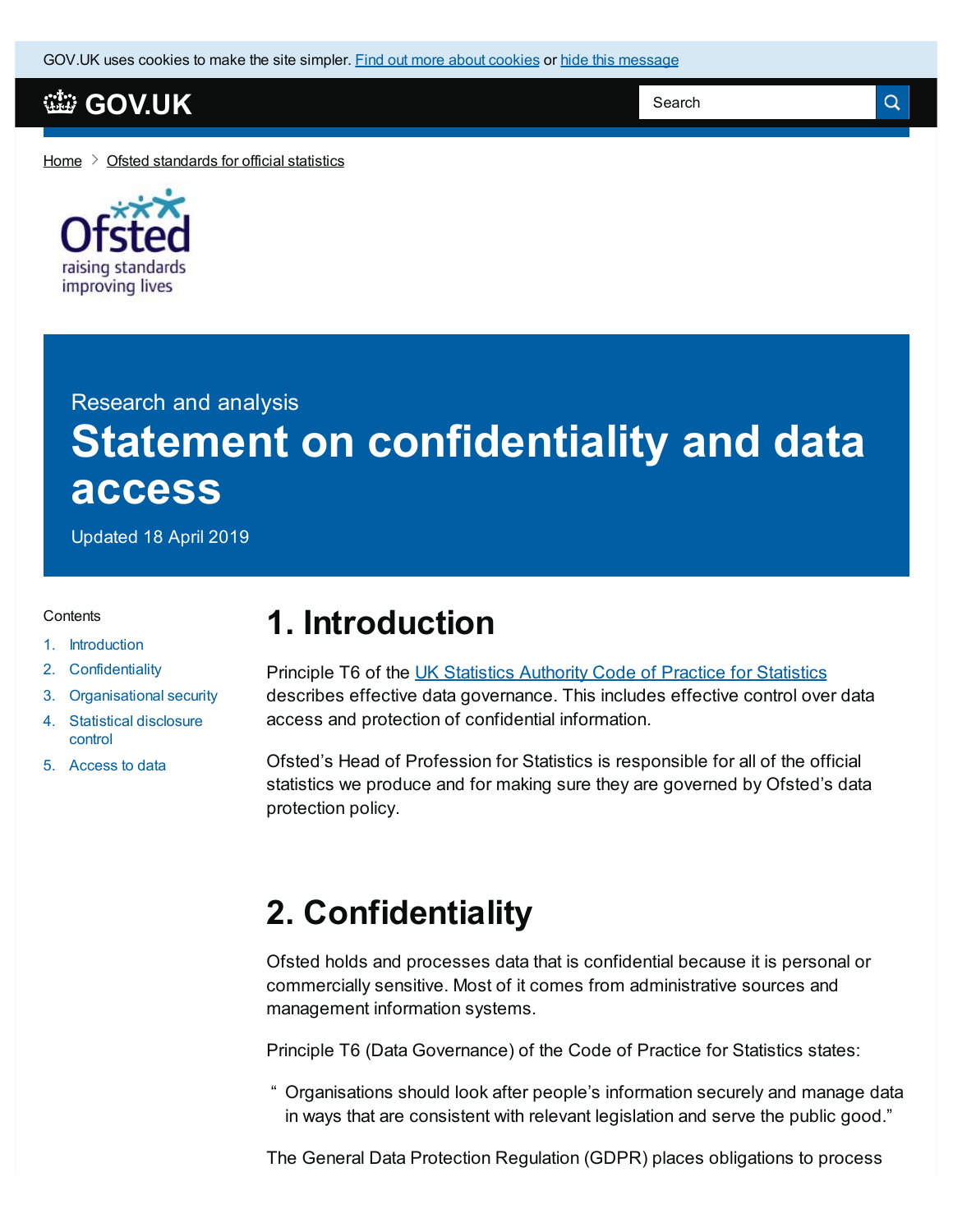GOV.UK uses cookies to make the site simpler. Find out more about cookies or hide this message

GOV.UK

Home > Ofsted standards for official statistics

Ofsted
raising standards
improving lives

Research and analysis

# Statement on confidentiality and data access

Updated 18 April 2019

Contents

1. Introduction
2. Confidentiality
3. Organisational security
4. Statistical disclosure control
5. Access to data

## 1. Introduction

Principle T6 of the UK Statistics Authority Code of Practice for Statistics describes effective data governance. This includes effective control over data access and protection of confidential information.

Ofsted's Head of Profession for Statistics is responsible for all of the official statistics we produce and for making sure they are governed by Ofsted's data protection policy.

## 2. Confidentiality

Ofsted holds and processes data that is confidential because it is personal or commercially sensitive. Most of it comes from administrative sources and management information systems.

Principle T6 (Data Governance) of the Code of Practice for Statistics states:

> "Organisations should look after people's information securely and manage data in ways that are consistent with relevant legislation and serve the public good."

The General Data Protection Regulation (GDPR) places obligations to process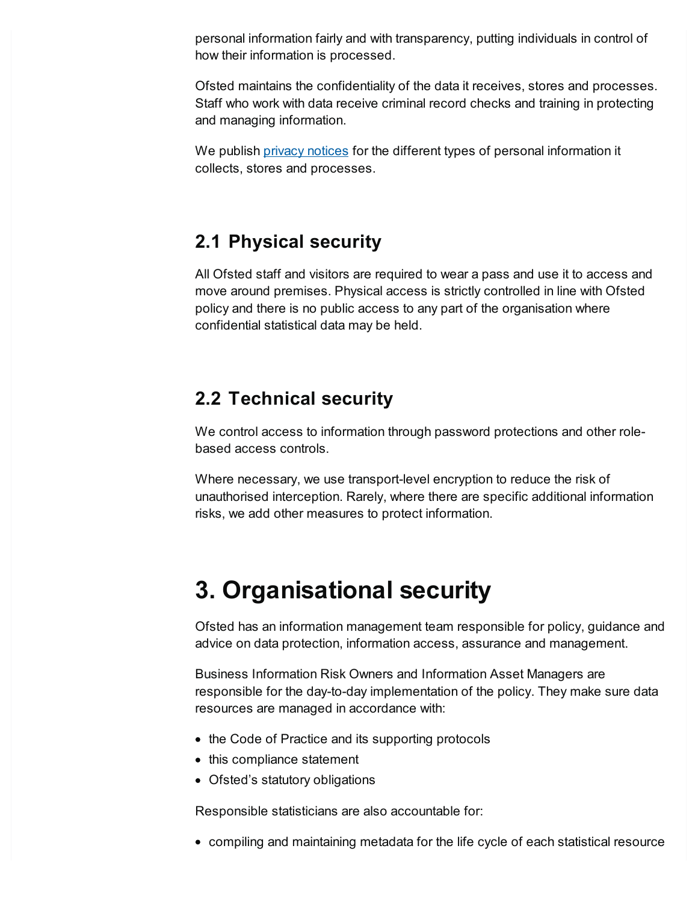personal information fairly and with transparency, putting individuals in control of how their information is processed.

Ofsted maintains the confidentiality of the data it receives, stores and processes. Staff who work with data receive criminal record checks and training in protecting and managing information.

We publish [privacy notices](privacy notices) for the different types of personal information it collects, stores and processes.

## 2.1 Physical security

All Ofsted staff and visitors are required to wear a pass and use it to access and move around premises. Physical access is strictly controlled in line with Ofsted policy and there is no public access to any part of the organisation where confidential statistical data may be held.

## 2.2 Technical security

We control access to information through password protections and other role-based access controls.

Where necessary, we use transport-level encryption to reduce the risk of unauthorised interception. Rarely, where there are specific additional information risks, we add other measures to protect information.

# 3. Organisational security

Ofsted has an information management team responsible for policy, guidance and advice on data protection, information access, assurance and management.

Business Information Risk Owners and Information Asset Managers are responsible for the day-to-day implementation of the policy. They make sure data resources are managed in accordance with:

- the Code of Practice and its supporting protocols
- this compliance statement
- Ofsted's statutory obligations

Responsible statisticians are also accountable for:

- compiling and maintaining metadata for the life cycle of each statistical resource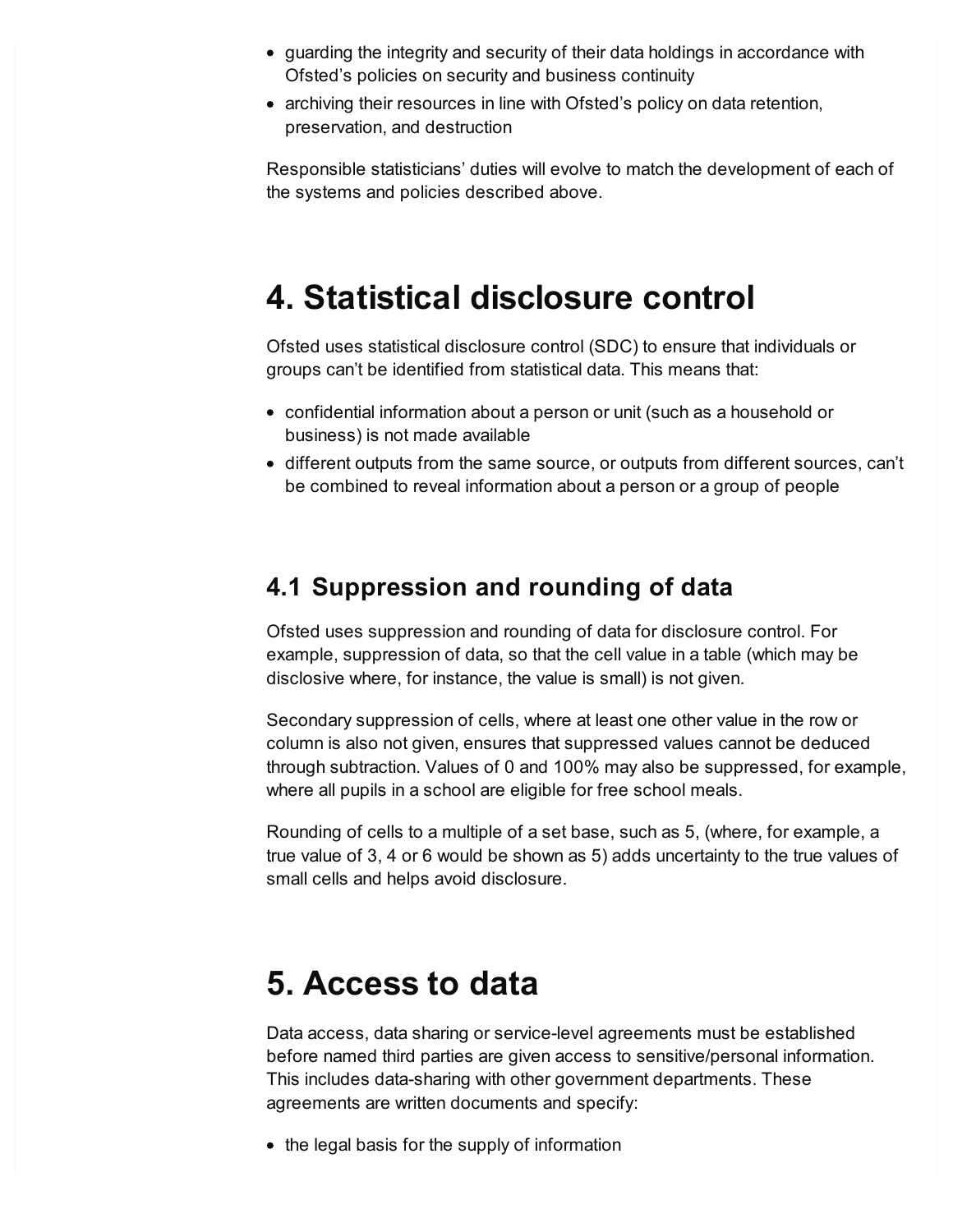- guarding the integrity and security of their data holdings in accordance with Ofsted's policies on security and business continuity
- archiving their resources in line with Ofsted's policy on data retention, preservation, and destruction

Responsible statisticians' duties will evolve to match the development of each of the systems and policies described above.

# 4. Statistical disclosure control

Ofsted uses statistical disclosure control (SDC) to ensure that individuals or groups can't be identified from statistical data. This means that:

- confidential information about a person or unit (such as a household or business) is not made available
- different outputs from the same source, or outputs from different sources, can't be combined to reveal information about a person or a group of people

## 4.1 Suppression and rounding of data

Ofsted uses suppression and rounding of data for disclosure control. For example, suppression of data, so that the cell value in a table (which may be disclosive where, for instance, the value is small) is not given.

Secondary suppression of cells, where at least one other value in the row or column is also not given, ensures that suppressed values cannot be deduced through subtraction. Values of 0 and 100% may also be suppressed, for example, where all pupils in a school are eligible for free school meals.

Rounding of cells to a multiple of a set base, such as 5, (where, for example, a true value of 3, 4 or 6 would be shown as 5) adds uncertainty to the true values of small cells and helps avoid disclosure.

# 5. Access to data

Data access, data sharing or service-level agreements must be established before named third parties are given access to sensitive/personal information. This includes data-sharing with other government departments. These agreements are written documents and specify:

- the legal basis for the supply of information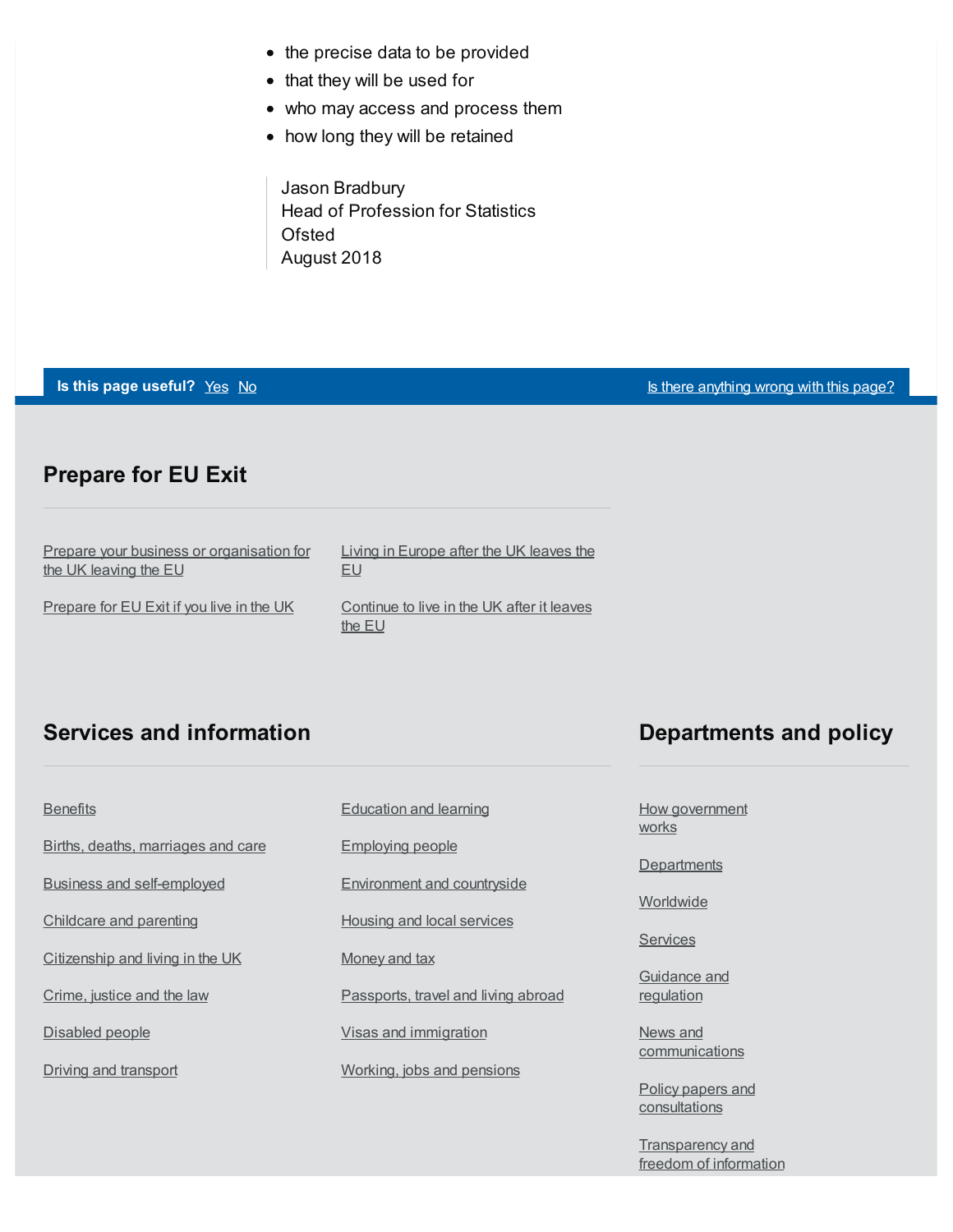- the precise data to be provided
- that they will be used for
- who may access and process them
- how long they will be retained

> Jason Bradbury
> Head of Profession for Statistics
> Ofsted
> August 2018

**Is this page useful?** Yes No

Is there anything wrong with this page?

## Prepare for EU Exit

- Prepare your business or organisation for the UK leaving the EU
- Prepare for EU Exit if you live in the UK
- Living in Europe after the UK leaves the EU
- Continue to live in the UK after it leaves the EU

## Services and information

- Benefits
- Births, deaths, marriages and care
- Business and self-employed
- Childcare and parenting
- Citizenship and living in the UK
- Crime, justice and the law
- Disabled people
- Driving and transport
- Education and learning
- Employing people
- Environment and countryside
- Housing and local services
- Money and tax
- Passports, travel and living abroad
- Visas and immigration
- Working, jobs and pensions

## Departments and policy

- How government works
- Departments
- Worldwide
- Services
- Guidance and regulation
- News and communications
- Policy papers and consultations
- Transparency and freedom of information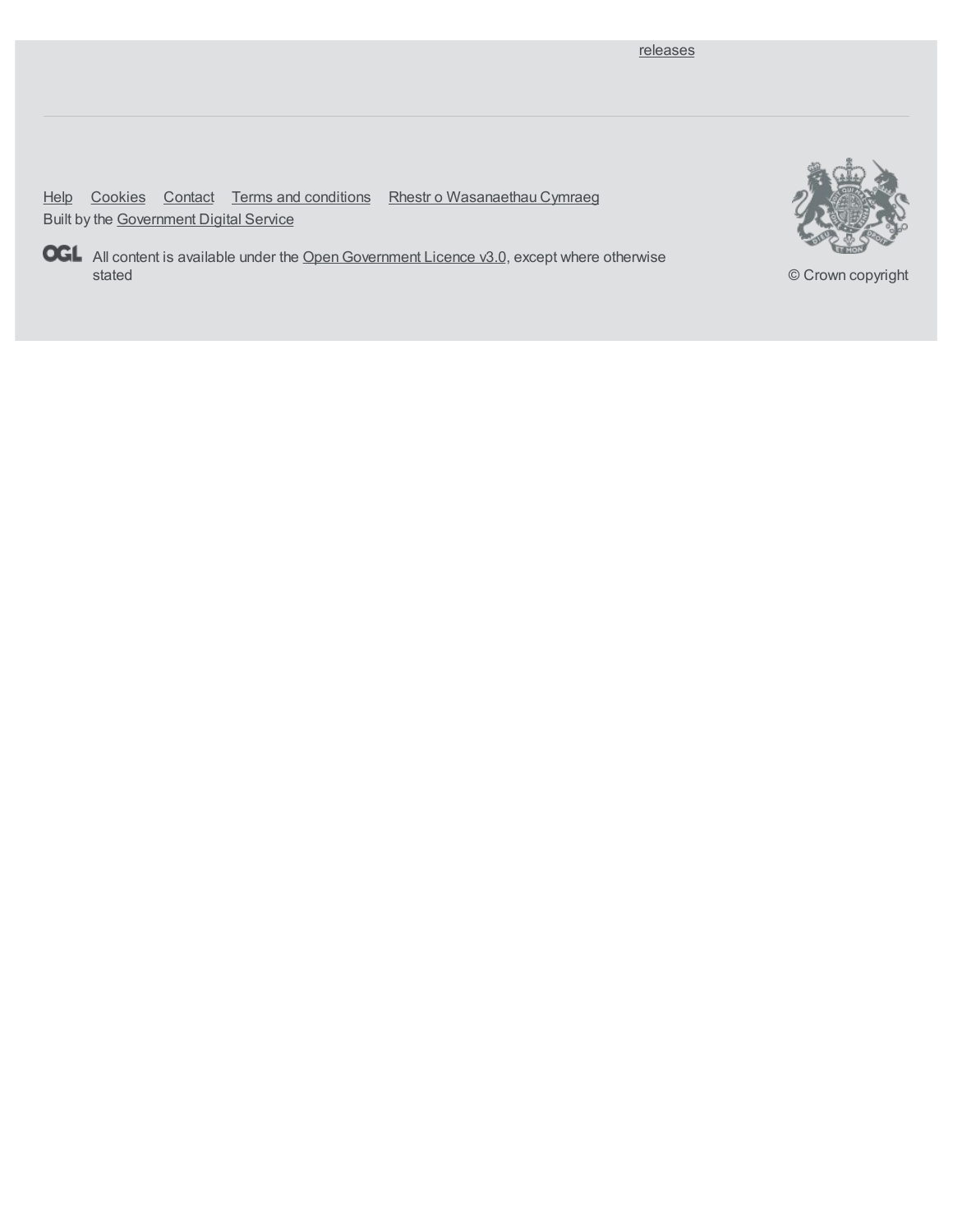releases

Help Cookies Contact Terms and conditions Rhestr o Wasanaethau Cymraeg

Built by the Government Digital Service

All content is available under the Open Government Licence v3.0, except where otherwise stated

© Crown copyright